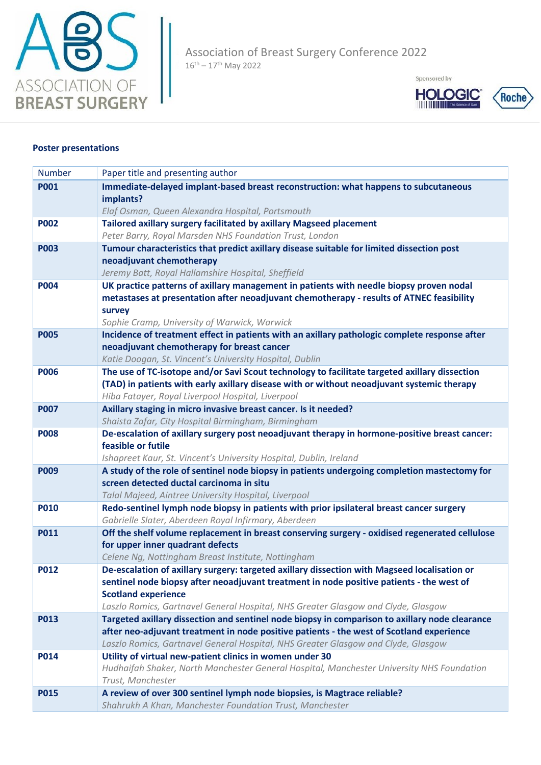Association of Breast Surgery Conference 2022
16th – 17th May 2022

Sponsored by

## Poster presentations

| Number | Paper title and presenting author |
|---|---|
| **P001** | **Immediate-delayed implant-based breast reconstruction: what happens to subcutaneous implants?** *Elaf Osman, Queen Alexandra Hospital, Portsmouth* |
| **P002** | **Tailored axillary surgery facilitated by axillary Magseed placement** *Peter Barry, Royal Marsden NHS Foundation Trust, London* |
| **P003** | **Tumour characteristics that predict axillary disease suitable for limited dissection post neoadjuvant chemotherapy** *Jeremy Batt, Royal Hallamshire Hospital, Sheffield* |
| **P004** | **UK practice patterns of axillary management in patients with needle biopsy proven nodal metastases at presentation after neoadjuvant chemotherapy - results of ATNEC feasibility survey** *Sophie Cramp, University of Warwick, Warwick* |
| **P005** | **Incidence of treatment effect in patients with an axillary pathologic complete response after neoadjuvant chemotherapy for breast cancer** *Katie Doogan, St. Vincent's University Hospital, Dublin* |
| **P006** | **The use of TC-isotope and/or Savi Scout technology to facilitate targeted axillary dissection (TAD) in patients with early axillary disease with or without neoadjuvant systemic therapy** *Hiba Fatayer, Royal Liverpool Hospital, Liverpool* |
| **P007** | **Axillary staging in micro invasive breast cancer. Is it needed?** *Shaista Zafar, City Hospital Birmingham, Birmingham* |
| **P008** | **De-escalation of axillary surgery post neoadjuvant therapy in hormone-positive breast cancer: feasible or futile** *Ishapreet Kaur, St. Vincent's University Hospital, Dublin, Ireland* |
| **P009** | **A study of the role of sentinel node biopsy in patients undergoing completion mastectomy for screen detected ductal carcinoma in situ** *Talal Majeed, Aintree University Hospital, Liverpool* |
| **P010** | **Redo-sentinel lymph node biopsy in patients with prior ipsilateral breast cancer surgery** *Gabrielle Slater, Aberdeen Royal Infirmary, Aberdeen* |
| **P011** | **Off the shelf volume replacement in breast conserving surgery - oxidised regenerated cellulose for upper inner quadrant defects** *Celene Ng, Nottingham Breast Institute, Nottingham* |
| **P012** | **De-escalation of axillary surgery: targeted axillary dissection with Magseed localisation or sentinel node biopsy after neoadjuvant treatment in node positive patients - the west of Scotland experience** *Laszlo Romics, Gartnavel General Hospital, NHS Greater Glasgow and Clyde, Glasgow* |
| **P013** | **Targeted axillary dissection and sentinel node biopsy in comparison to axillary node clearance after neo-adjuvant treatment in node positive patients - the west of Scotland experience** *Laszlo Romics, Gartnavel General Hospital, NHS Greater Glasgow and Clyde, Glasgow* |
| **P014** | **Utility of virtual new-patient clinics in women under 30** *Hudhaifah Shaker, North Manchester General Hospital, Manchester University NHS Foundation Trust, Manchester* |
| **P015** | **A review of over 300 sentinel lymph node biopsies, is Magtrace reliable?** *Shahrukh A Khan, Manchester Foundation Trust, Manchester* |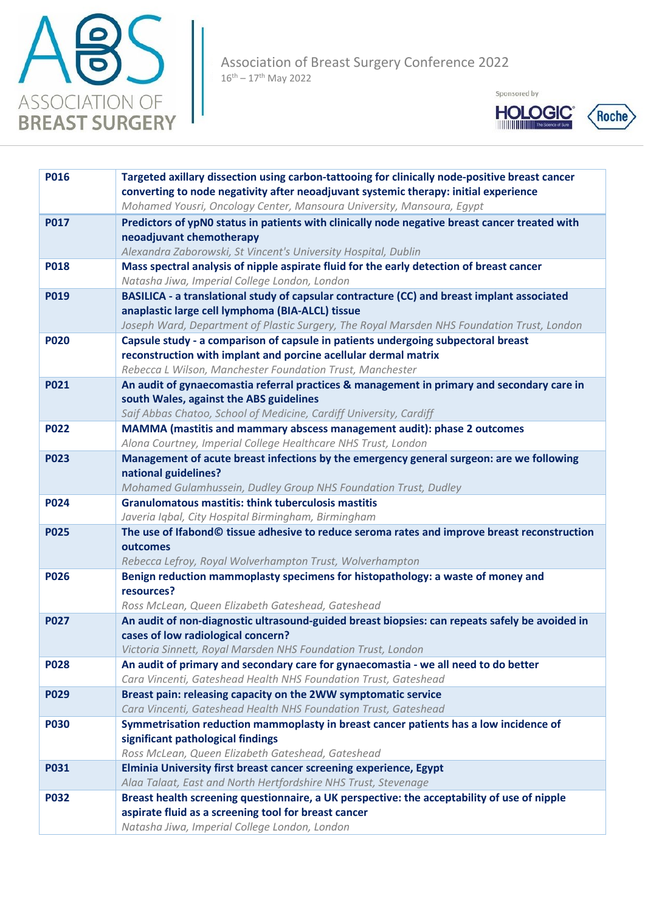| | |
|---|---|
| **P016** | **Targeted axillary dissection using carbon-tattooing for clinically node-positive breast cancer converting to node negativity after neoadjuvant systemic therapy: initial experience**<br>*Mohamed Yousri, Oncology Center, Mansoura University, Mansoura, Egypt* |
| **P017** | **Predictors of ypN0 status in patients with clinically node negative breast cancer treated with neoadjuvant chemotherapy**<br>*Alexandra Zaborowski, St Vincent's University Hospital, Dublin* |
| **P018** | **Mass spectral analysis of nipple aspirate fluid for the early detection of breast cancer**<br>*Natasha Jiwa, Imperial College London, London* |
| **P019** | **BASILICA - a translational study of capsular contracture (CC) and breast implant associated anaplastic large cell lymphoma (BIA-ALCL) tissue**<br>*Joseph Ward, Department of Plastic Surgery, The Royal Marsden NHS Foundation Trust, London* |
| **P020** | **Capsule study - a comparison of capsule in patients undergoing subpectoral breast reconstruction with implant and porcine acellular dermal matrix**<br>*Rebecca L Wilson, Manchester Foundation Trust, Manchester* |
| **P021** | **An audit of gynaecomastia referral practices & management in primary and secondary care in south Wales, against the ABS guidelines**<br>*Saif Abbas Chatoo, School of Medicine, Cardiff University, Cardiff* |
| **P022** | **MAMMA (mastitis and mammary abscess management audit): phase 2 outcomes**<br>*Alona Courtney, Imperial College Healthcare NHS Trust, London* |
| **P023** | **Management of acute breast infections by the emergency general surgeon: are we following national guidelines?**<br>*Mohamed Gulamhussein, Dudley Group NHS Foundation Trust, Dudley* |
| **P024** | **Granulomatous mastitis: think tuberculosis mastitis**<br>*Javeria Iqbal, City Hospital Birmingham, Birmingham* |
| **P025** | **The use of Ifabond© tissue adhesive to reduce seroma rates and improve breast reconstruction outcomes**<br>*Rebecca Lefroy, Royal Wolverhampton Trust, Wolverhampton* |
| **P026** | **Benign reduction mammoplasty specimens for histopathology: a waste of money and resources?**<br>*Ross McLean, Queen Elizabeth Gateshead, Gateshead* |
| **P027** | **An audit of non-diagnostic ultrasound-guided breast biopsies: can repeats safely be avoided in cases of low radiological concern?**<br>*Victoria Sinnett, Royal Marsden NHS Foundation Trust, London* |
| **P028** | **An audit of primary and secondary care for gynaecomastia - we all need to do better**<br>*Cara Vincenti, Gateshead Health NHS Foundation Trust, Gateshead* |
| **P029** | **Breast pain: releasing capacity on the 2WW symptomatic service**<br>*Cara Vincenti, Gateshead Health NHS Foundation Trust, Gateshead* |
| **P030** | **Symmetrisation reduction mammoplasty in breast cancer patients has a low incidence of significant pathological findings**<br>*Ross McLean, Queen Elizabeth Gateshead, Gateshead* |
| **P031** | **Elminia University first breast cancer screening experience, Egypt**<br>*Alaa Talaat, East and North Hertfordshire NHS Trust, Stevenage* |
| **P032** | **Breast health screening questionnaire, a UK perspective: the acceptability of use of nipple aspirate fluid as a screening tool for breast cancer**<br>*Natasha Jiwa, Imperial College London, London* |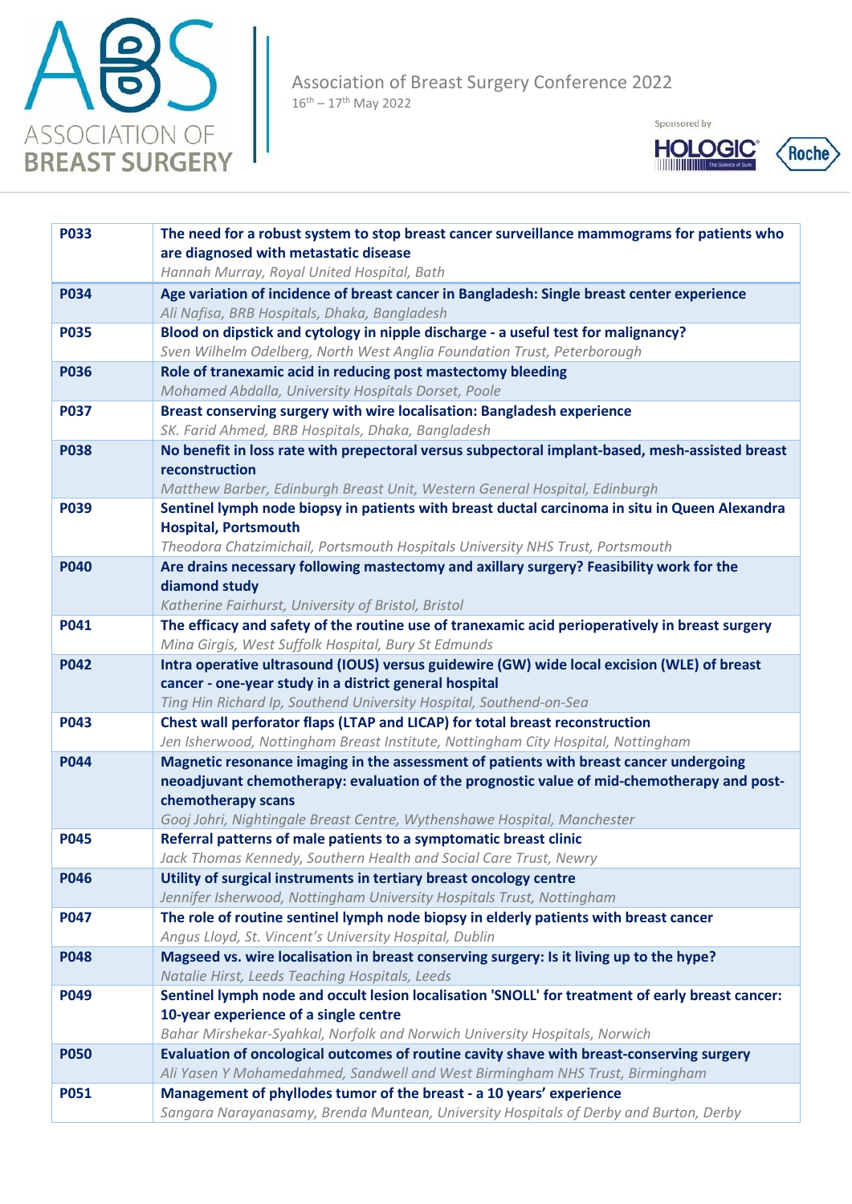| | |
|---|---|
| **P033** | **The need for a robust system to stop breast cancer surveillance mammograms for patients who are diagnosed with metastatic disease**<br>*Hannah Murray, Royal United Hospital, Bath* |
| **P034** | **Age variation of incidence of breast cancer in Bangladesh: Single breast center experience**<br>*Ali Nafisa, BRB Hospitals, Dhaka, Bangladesh* |
| **P035** | **Blood on dipstick and cytology in nipple discharge - a useful test for malignancy?**<br>*Sven Wilhelm Odelberg, North West Anglia Foundation Trust, Peterborough* |
| **P036** | **Role of tranexamic acid in reducing post mastectomy bleeding**<br>*Mohamed Abdalla, University Hospitals Dorset, Poole* |
| **P037** | **Breast conserving surgery with wire localisation: Bangladesh experience**<br>*SK. Farid Ahmed, BRB Hospitals, Dhaka, Bangladesh* |
| **P038** | **No benefit in loss rate with prepectoral versus subpectoral implant-based, mesh-assisted breast reconstruction**<br>*Matthew Barber, Edinburgh Breast Unit, Western General Hospital, Edinburgh* |
| **P039** | **Sentinel lymph node biopsy in patients with breast ductal carcinoma in situ in Queen Alexandra Hospital, Portsmouth**<br>*Theodora Chatzimichail, Portsmouth Hospitals University NHS Trust, Portsmouth* |
| **P040** | **Are drains necessary following mastectomy and axillary surgery? Feasibility work for the diamond study**<br>*Katherine Fairhurst, University of Bristol, Bristol* |
| **P041** | **The efficacy and safety of the routine use of tranexamic acid perioperatively in breast surgery**<br>*Mina Girgis, West Suffolk Hospital, Bury St Edmunds* |
| **P042** | **Intra operative ultrasound (IOUS) versus guidewire (GW) wide local excision (WLE) of breast cancer - one-year study in a district general hospital**<br>*Ting Hin Richard Ip, Southend University Hospital, Southend-on-Sea* |
| **P043** | **Chest wall perforator flaps (LTAP and LICAP) for total breast reconstruction**<br>*Jen Isherwood, Nottingham Breast Institute, Nottingham City Hospital, Nottingham* |
| **P044** | **Magnetic resonance imaging in the assessment of patients with breast cancer undergoing neoadjuvant chemotherapy: evaluation of the prognostic value of mid-chemotherapy and post-chemotherapy scans**<br>*Gooj Johri, Nightingale Breast Centre, Wythenshawe Hospital, Manchester* |
| **P045** | **Referral patterns of male patients to a symptomatic breast clinic**<br>*Jack Thomas Kennedy, Southern Health and Social Care Trust, Newry* |
| **P046** | **Utility of surgical instruments in tertiary breast oncology centre**<br>*Jennifer Isherwood, Nottingham University Hospitals Trust, Nottingham* |
| **P047** | **The role of routine sentinel lymph node biopsy in elderly patients with breast cancer**<br>*Angus Lloyd, St. Vincent's University Hospital, Dublin* |
| **P048** | **Magseed vs. wire localisation in breast conserving surgery: Is it living up to the hype?**<br>*Natalie Hirst, Leeds Teaching Hospitals, Leeds* |
| **P049** | **Sentinel lymph node and occult lesion localisation 'SNOLL' for treatment of early breast cancer: 10-year experience of a single centre**<br>*Bahar Mirshekar-Syahkal, Norfolk and Norwich University Hospitals, Norwich* |
| **P050** | **Evaluation of oncological outcomes of routine cavity shave with breast-conserving surgery**<br>*Ali Yasen Y Mohamedahmed, Sandwell and West Birmingham NHS Trust, Birmingham* |
| **P051** | **Management of phyllodes tumor of the breast - a 10 years' experience**<br>*Sangara Narayanasamy, Brenda Muntean, University Hospitals of Derby and Burton, Derby* |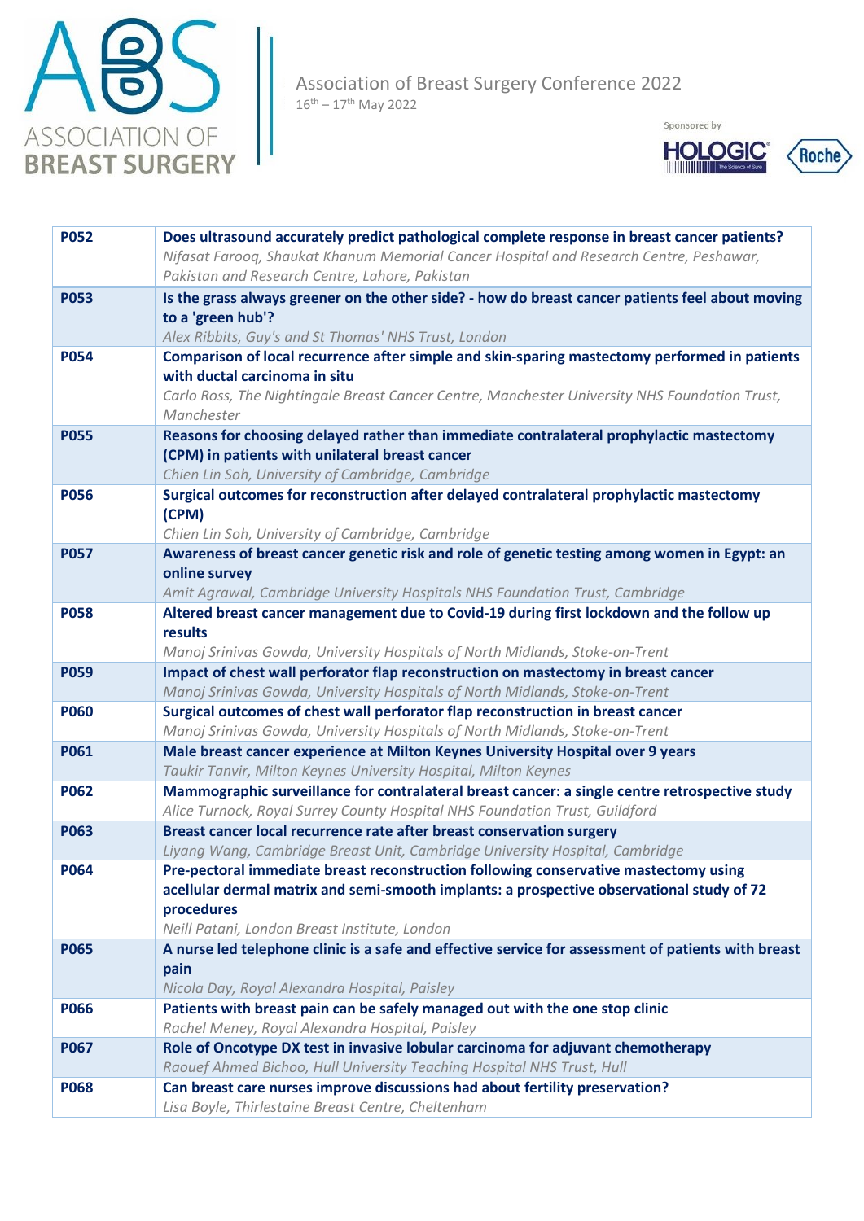| | |
|---|---|
| **P052** | **Does ultrasound accurately predict pathological complete response in breast cancer patients?**<br>*Nifasat Farooq, Shaukat Khanum Memorial Cancer Hospital and Research Centre, Peshawar, Pakistan and Research Centre, Lahore, Pakistan* |
| **P053** | **Is the grass always greener on the other side? - how do breast cancer patients feel about moving to a 'green hub'?**<br>*Alex Ribbits, Guy's and St Thomas' NHS Trust, London* |
| **P054** | **Comparison of local recurrence after simple and skin-sparing mastectomy performed in patients with ductal carcinoma in situ**<br>*Carlo Ross, The Nightingale Breast Cancer Centre, Manchester University NHS Foundation Trust, Manchester* |
| **P055** | **Reasons for choosing delayed rather than immediate contralateral prophylactic mastectomy (CPM) in patients with unilateral breast cancer**<br>*Chien Lin Soh, University of Cambridge, Cambridge* |
| **P056** | **Surgical outcomes for reconstruction after delayed contralateral prophylactic mastectomy (CPM)**<br>*Chien Lin Soh, University of Cambridge, Cambridge* |
| **P057** | **Awareness of breast cancer genetic risk and role of genetic testing among women in Egypt: an online survey**<br>*Amit Agrawal, Cambridge University Hospitals NHS Foundation Trust, Cambridge* |
| **P058** | **Altered breast cancer management due to Covid-19 during first lockdown and the follow up results**<br>*Manoj Srinivas Gowda, University Hospitals of North Midlands, Stoke-on-Trent* |
| **P059** | **Impact of chest wall perforator flap reconstruction on mastectomy in breast cancer**<br>*Manoj Srinivas Gowda, University Hospitals of North Midlands, Stoke-on-Trent* |
| **P060** | **Surgical outcomes of chest wall perforator flap reconstruction in breast cancer**<br>*Manoj Srinivas Gowda, University Hospitals of North Midlands, Stoke-on-Trent* |
| **P061** | **Male breast cancer experience at Milton Keynes University Hospital over 9 years**<br>*Taukir Tanvir, Milton Keynes University Hospital, Milton Keynes* |
| **P062** | **Mammographic surveillance for contralateral breast cancer: a single centre retrospective study**<br>*Alice Turnock, Royal Surrey County Hospital NHS Foundation Trust, Guildford* |
| **P063** | **Breast cancer local recurrence rate after breast conservation surgery**<br>*Liyang Wang, Cambridge Breast Unit, Cambridge University Hospital, Cambridge* |
| **P064** | **Pre-pectoral immediate breast reconstruction following conservative mastectomy using acellular dermal matrix and semi-smooth implants: a prospective observational study of 72 procedures**<br>*Neill Patani, London Breast Institute, London* |
| **P065** | **A nurse led telephone clinic is a safe and effective service for assessment of patients with breast pain**<br>*Nicola Day, Royal Alexandra Hospital, Paisley* |
| **P066** | **Patients with breast pain can be safely managed out with the one stop clinic**<br>*Rachel Meney, Royal Alexandra Hospital, Paisley* |
| **P067** | **Role of Oncotype DX test in invasive lobular carcinoma for adjuvant chemotherapy**<br>*Raouef Ahmed Bichoo, Hull University Teaching Hospital NHS Trust, Hull* |
| **P068** | **Can breast care nurses improve discussions had about fertility preservation?**<br>*Lisa Boyle, Thirlestaine Breast Centre, Cheltenham* |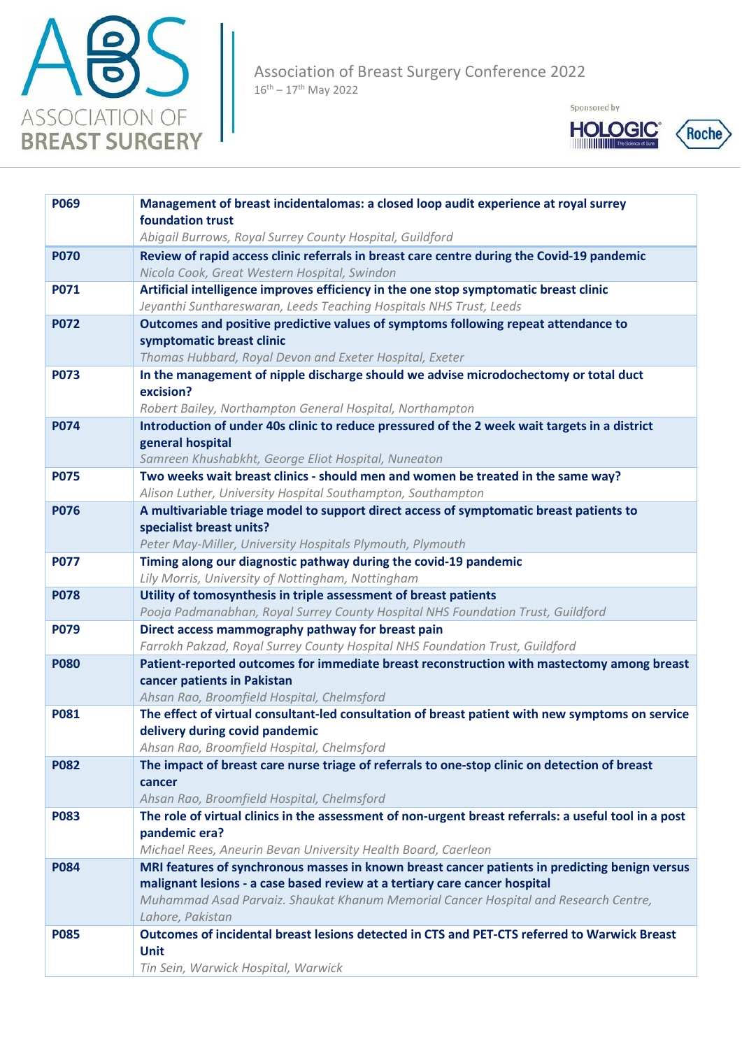| | |
|---|---|
| **P069** | **Management of breast incidentalomas: a closed loop audit experience at royal surrey foundation trust**<br>*Abigail Burrows, Royal Surrey County Hospital, Guildford* |
| **P070** | **Review of rapid access clinic referrals in breast care centre during the Covid-19 pandemic**<br>*Nicola Cook, Great Western Hospital, Swindon* |
| **P071** | **Artificial intelligence improves efficiency in the one stop symptomatic breast clinic**<br>*Jeyanthi Sunthareswaran, Leeds Teaching Hospitals NHS Trust, Leeds* |
| **P072** | **Outcomes and positive predictive values of symptoms following repeat attendance to symptomatic breast clinic**<br>*Thomas Hubbard, Royal Devon and Exeter Hospital, Exeter* |
| **P073** | **In the management of nipple discharge should we advise microdochectomy or total duct excision?**<br>*Robert Bailey, Northampton General Hospital, Northampton* |
| **P074** | **Introduction of under 40s clinic to reduce pressured of the 2 week wait targets in a district general hospital**<br>*Samreen Khushabkht, George Eliot Hospital, Nuneaton* |
| **P075** | **Two weeks wait breast clinics - should men and women be treated in the same way?**<br>*Alison Luther, University Hospital Southampton, Southampton* |
| **P076** | **A multivariable triage model to support direct access of symptomatic breast patients to specialist breast units?**<br>*Peter May-Miller, University Hospitals Plymouth, Plymouth* |
| **P077** | **Timing along our diagnostic pathway during the covid-19 pandemic**<br>*Lily Morris, University of Nottingham, Nottingham* |
| **P078** | **Utility of tomosynthesis in triple assessment of breast patients**<br>*Pooja Padmanabhan, Royal Surrey County Hospital NHS Foundation Trust, Guildford* |
| **P079** | **Direct access mammography pathway for breast pain**<br>*Farrokh Pakzad, Royal Surrey County Hospital NHS Foundation Trust, Guildford* |
| **P080** | **Patient-reported outcomes for immediate breast reconstruction with mastectomy among breast cancer patients in Pakistan**<br>*Ahsan Rao, Broomfield Hospital, Chelmsford* |
| **P081** | **The effect of virtual consultant-led consultation of breast patient with new symptoms on service delivery during covid pandemic**<br>*Ahsan Rao, Broomfield Hospital, Chelmsford* |
| **P082** | **The impact of breast care nurse triage of referrals to one-stop clinic on detection of breast cancer**<br>*Ahsan Rao, Broomfield Hospital, Chelmsford* |
| **P083** | **The role of virtual clinics in the assessment of non-urgent breast referrals: a useful tool in a post pandemic era?**<br>*Michael Rees, Aneurin Bevan University Health Board, Caerleon* |
| **P084** | **MRI features of synchronous masses in known breast cancer patients in predicting benign versus malignant lesions - a case based review at a tertiary care cancer hospital**<br>*Muhammad Asad Parvaiz. Shaukat Khanum Memorial Cancer Hospital and Research Centre, Lahore, Pakistan* |
| **P085** | **Outcomes of incidental breast lesions detected in CTS and PET-CTS referred to Warwick Breast Unit**<br>*Tin Sein, Warwick Hospital, Warwick* |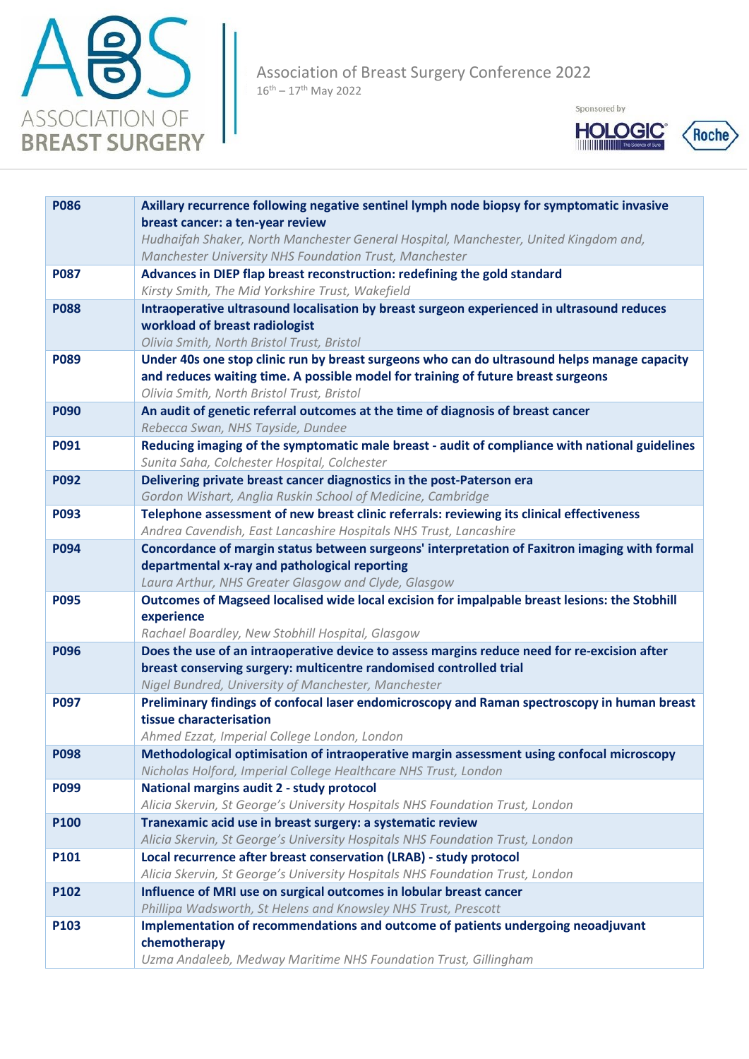| | |
|---|---|
| **P086** | **Axillary recurrence following negative sentinel lymph node biopsy for symptomatic invasive breast cancer: a ten-year review**<br>*Hudhaifah Shaker, North Manchester General Hospital, Manchester, United Kingdom and, Manchester University NHS Foundation Trust, Manchester* |
| **P087** | **Advances in DIEP flap breast reconstruction: redefining the gold standard**<br>*Kirsty Smith, The Mid Yorkshire Trust, Wakefield* |
| **P088** | **Intraoperative ultrasound localisation by breast surgeon experienced in ultrasound reduces workload of breast radiologist**<br>*Olivia Smith, North Bristol Trust, Bristol* |
| **P089** | **Under 40s one stop clinic run by breast surgeons who can do ultrasound helps manage capacity and reduces waiting time. A possible model for training of future breast surgeons**<br>*Olivia Smith, North Bristol Trust, Bristol* |
| **P090** | **An audit of genetic referral outcomes at the time of diagnosis of breast cancer**<br>*Rebecca Swan, NHS Tayside, Dundee* |
| **P091** | **Reducing imaging of the symptomatic male breast - audit of compliance with national guidelines**<br>*Sunita Saha, Colchester Hospital, Colchester* |
| **P092** | **Delivering private breast cancer diagnostics in the post-Paterson era**<br>*Gordon Wishart, Anglia Ruskin School of Medicine, Cambridge* |
| **P093** | **Telephone assessment of new breast clinic referrals: reviewing its clinical effectiveness**<br>*Andrea Cavendish, East Lancashire Hospitals NHS Trust, Lancashire* |
| **P094** | **Concordance of margin status between surgeons' interpretation of Faxitron imaging with formal departmental x-ray and pathological reporting**<br>*Laura Arthur, NHS Greater Glasgow and Clyde, Glasgow* |
| **P095** | **Outcomes of Magseed localised wide local excision for impalpable breast lesions: the Stobhill experience**<br>*Rachael Boardley, New Stobhill Hospital, Glasgow* |
| **P096** | **Does the use of an intraoperative device to assess margins reduce need for re-excision after breast conserving surgery: multicentre randomised controlled trial**<br>*Nigel Bundred, University of Manchester, Manchester* |
| **P097** | **Preliminary findings of confocal laser endomicroscopy and Raman spectroscopy in human breast tissue characterisation**<br>*Ahmed Ezzat, Imperial College London, London* |
| **P098** | **Methodological optimisation of intraoperative margin assessment using confocal microscopy**<br>*Nicholas Holford, Imperial College Healthcare NHS Trust, London* |
| **P099** | **National margins audit 2 - study protocol**<br>*Alicia Skervin, St George's University Hospitals NHS Foundation Trust, London* |
| **P100** | **Tranexamic acid use in breast surgery: a systematic review**<br>*Alicia Skervin, St George's University Hospitals NHS Foundation Trust, London* |
| **P101** | **Local recurrence after breast conservation (LRAB) - study protocol**<br>*Alicia Skervin, St George's University Hospitals NHS Foundation Trust, London* |
| **P102** | **Influence of MRI use on surgical outcomes in lobular breast cancer**<br>*Phillipa Wadsworth, St Helens and Knowsley NHS Trust, Prescott* |
| **P103** | **Implementation of recommendations and outcome of patients undergoing neoadjuvant chemotherapy**<br>*Uzma Andaleeb, Medway Maritime NHS Foundation Trust, Gillingham* |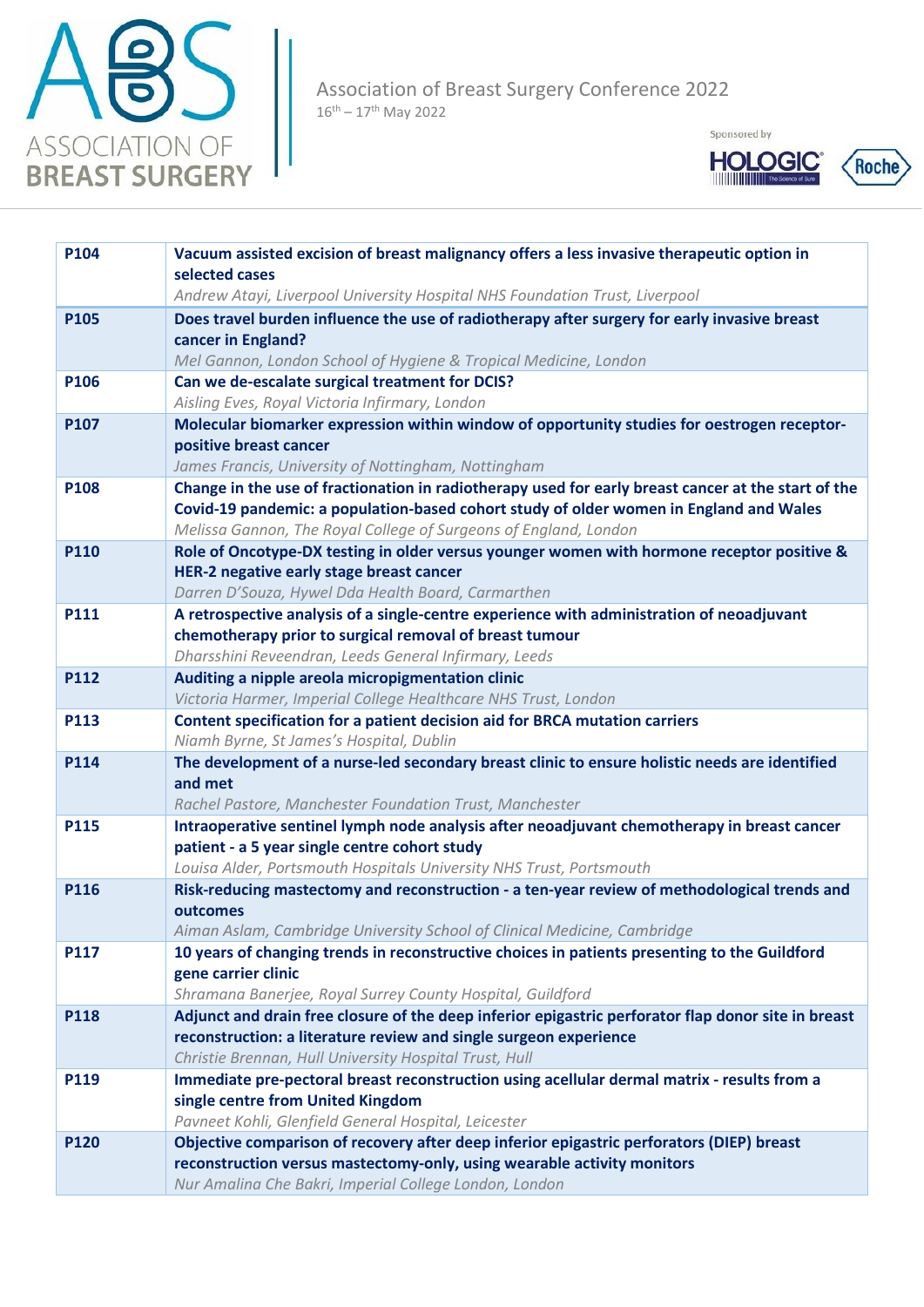| | |
|---|---|
| **P104** | **Vacuum assisted excision of breast malignancy offers a less invasive therapeutic option in selected cases**<br>*Andrew Atayi, Liverpool University Hospital NHS Foundation Trust, Liverpool* |
| **P105** | **Does travel burden influence the use of radiotherapy after surgery for early invasive breast cancer in England?**<br>*Mel Gannon, London School of Hygiene & Tropical Medicine, London* |
| **P106** | **Can we de-escalate surgical treatment for DCIS?**<br>*Aisling Eves, Royal Victoria Infirmary, London* |
| **P107** | **Molecular biomarker expression within window of opportunity studies for oestrogen receptor-positive breast cancer**<br>*James Francis, University of Nottingham, Nottingham* |
| **P108** | **Change in the use of fractionation in radiotherapy used for early breast cancer at the start of the Covid-19 pandemic: a population-based cohort study of older women in England and Wales**<br>*Melissa Gannon, The Royal College of Surgeons of England, London* |
| **P110** | **Role of Oncotype-DX testing in older versus younger women with hormone receptor positive & HER-2 negative early stage breast cancer**<br>*Darren D'Souza, Hywel Dda Health Board, Carmarthen* |
| **P111** | **A retrospective analysis of a single-centre experience with administration of neoadjuvant chemotherapy prior to surgical removal of breast tumour**<br>*Dharsshini Reveendran, Leeds General Infirmary, Leeds* |
| **P112** | **Auditing a nipple areola micropigmentation clinic**<br>*Victoria Harmer, Imperial College Healthcare NHS Trust, London* |
| **P113** | **Content specification for a patient decision aid for BRCA mutation carriers**<br>*Niamh Byrne, St James's Hospital, Dublin* |
| **P114** | **The development of a nurse-led secondary breast clinic to ensure holistic needs are identified and met**<br>*Rachel Pastore, Manchester Foundation Trust, Manchester* |
| **P115** | **Intraoperative sentinel lymph node analysis after neoadjuvant chemotherapy in breast cancer patient - a 5 year single centre cohort study**<br>*Louisa Alder, Portsmouth Hospitals University NHS Trust, Portsmouth* |
| **P116** | **Risk-reducing mastectomy and reconstruction - a ten-year review of methodological trends and outcomes**<br>*Aiman Aslam, Cambridge University School of Clinical Medicine, Cambridge* |
| **P117** | **10 years of changing trends in reconstructive choices in patients presenting to the Guildford gene carrier clinic**<br>*Shramana Banerjee, Royal Surrey County Hospital, Guildford* |
| **P118** | **Adjunct and drain free closure of the deep inferior epigastric perforator flap donor site in breast reconstruction: a literature review and single surgeon experience**<br>*Christie Brennan, Hull University Hospital Trust, Hull* |
| **P119** | **Immediate pre-pectoral breast reconstruction using acellular dermal matrix - results from a single centre from United Kingdom**<br>*Pavneet Kohli, Glenfield General Hospital, Leicester* |
| **P120** | **Objective comparison of recovery after deep inferior epigastric perforators (DIEP) breast reconstruction versus mastectomy-only, using wearable activity monitors**<br>*Nur Amalina Che Bakri, Imperial College London, London* |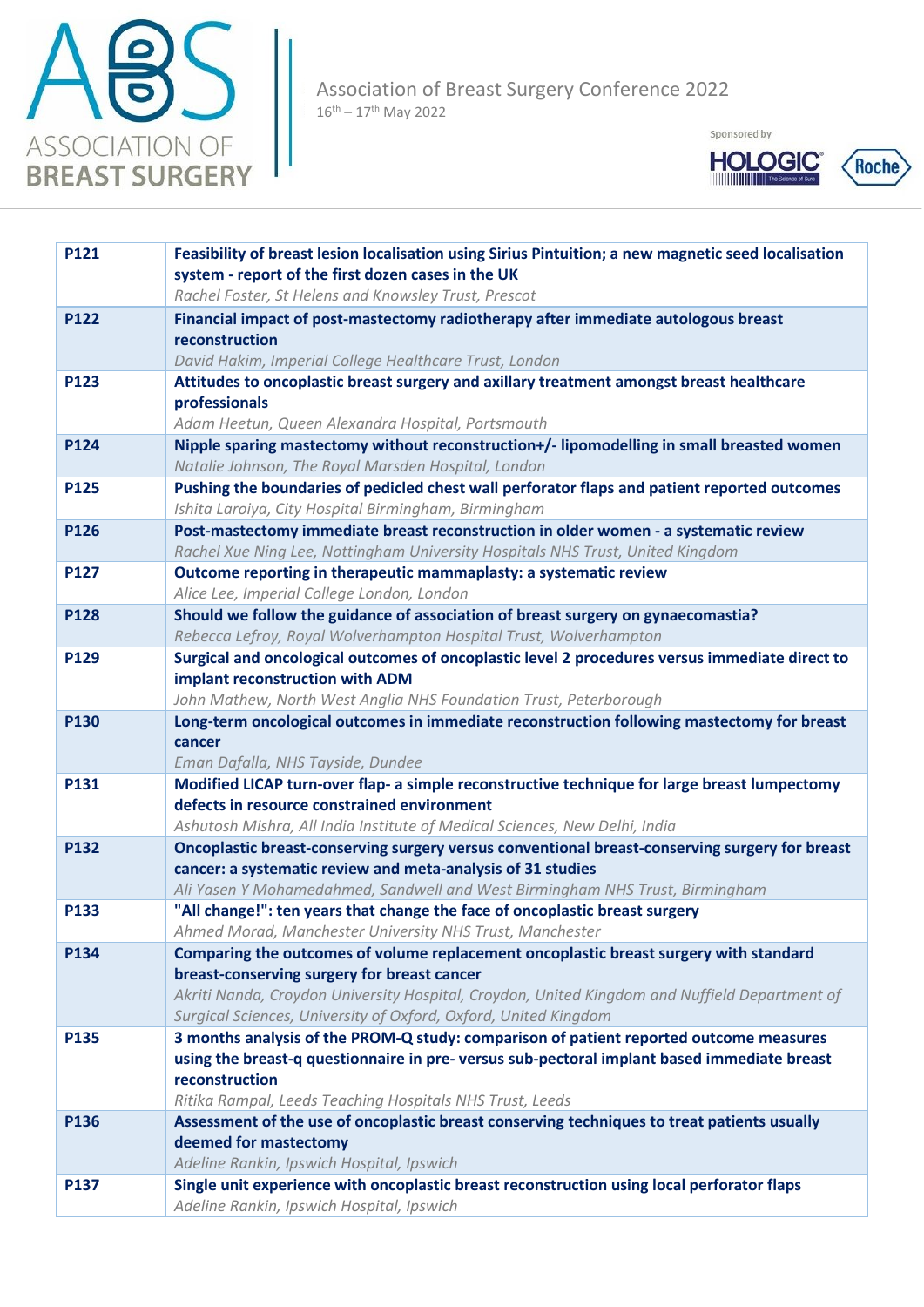| | |
|---|---|
| **P121** | **Feasibility of breast lesion localisation using Sirius Pintuition; a new magnetic seed localisation system - report of the first dozen cases in the UK**<br>*Rachel Foster, St Helens and Knowsley Trust, Prescot* |
| **P122** | **Financial impact of post-mastectomy radiotherapy after immediate autologous breast reconstruction**<br>*David Hakim, Imperial College Healthcare Trust, London* |
| **P123** | **Attitudes to oncoplastic breast surgery and axillary treatment amongst breast healthcare professionals**<br>*Adam Heetun, Queen Alexandra Hospital, Portsmouth* |
| **P124** | **Nipple sparing mastectomy without reconstruction+/- lipomodelling in small breasted women**<br>*Natalie Johnson, The Royal Marsden Hospital, London* |
| **P125** | **Pushing the boundaries of pedicled chest wall perforator flaps and patient reported outcomes**<br>*Ishita Laroiya, City Hospital Birmingham, Birmingham* |
| **P126** | **Post-mastectomy immediate breast reconstruction in older women - a systematic review**<br>*Rachel Xue Ning Lee, Nottingham University Hospitals NHS Trust, United Kingdom* |
| **P127** | **Outcome reporting in therapeutic mammaplasty: a systematic review**<br>*Alice Lee, Imperial College London, London* |
| **P128** | **Should we follow the guidance of association of breast surgery on gynaecomastia?**<br>*Rebecca Lefroy, Royal Wolverhampton Hospital Trust, Wolverhampton* |
| **P129** | **Surgical and oncological outcomes of oncoplastic level 2 procedures versus immediate direct to implant reconstruction with ADM**<br>*John Mathew, North West Anglia NHS Foundation Trust, Peterborough* |
| **P130** | **Long-term oncological outcomes in immediate reconstruction following mastectomy for breast cancer**<br>*Eman Dafalla, NHS Tayside, Dundee* |
| **P131** | **Modified LICAP turn-over flap- a simple reconstructive technique for large breast lumpectomy defects in resource constrained environment**<br>*Ashutosh Mishra, All India Institute of Medical Sciences, New Delhi, India* |
| **P132** | **Oncoplastic breast-conserving surgery versus conventional breast-conserving surgery for breast cancer: a systematic review and meta-analysis of 31 studies**<br>*Ali Yasen Y Mohamedahmed, Sandwell and West Birmingham NHS Trust, Birmingham* |
| **P133** | **"All change!": ten years that change the face of oncoplastic breast surgery**<br>*Ahmed Morad, Manchester University NHS Trust, Manchester* |
| **P134** | **Comparing the outcomes of volume replacement oncoplastic breast surgery with standard breast-conserving surgery for breast cancer**<br>*Akriti Nanda, Croydon University Hospital, Croydon, United Kingdom and Nuffield Department of Surgical Sciences, University of Oxford, Oxford, United Kingdom* |
| **P135** | **3 months analysis of the PROM-Q study: comparison of patient reported outcome measures using the breast-q questionnaire in pre- versus sub-pectoral implant based immediate breast reconstruction**<br>*Ritika Rampal, Leeds Teaching Hospitals NHS Trust, Leeds* |
| **P136** | **Assessment of the use of oncoplastic breast conserving techniques to treat patients usually deemed for mastectomy**<br>*Adeline Rankin, Ipswich Hospital, Ipswich* |
| **P137** | **Single unit experience with oncoplastic breast reconstruction using local perforator flaps**<br>*Adeline Rankin, Ipswich Hospital, Ipswich* |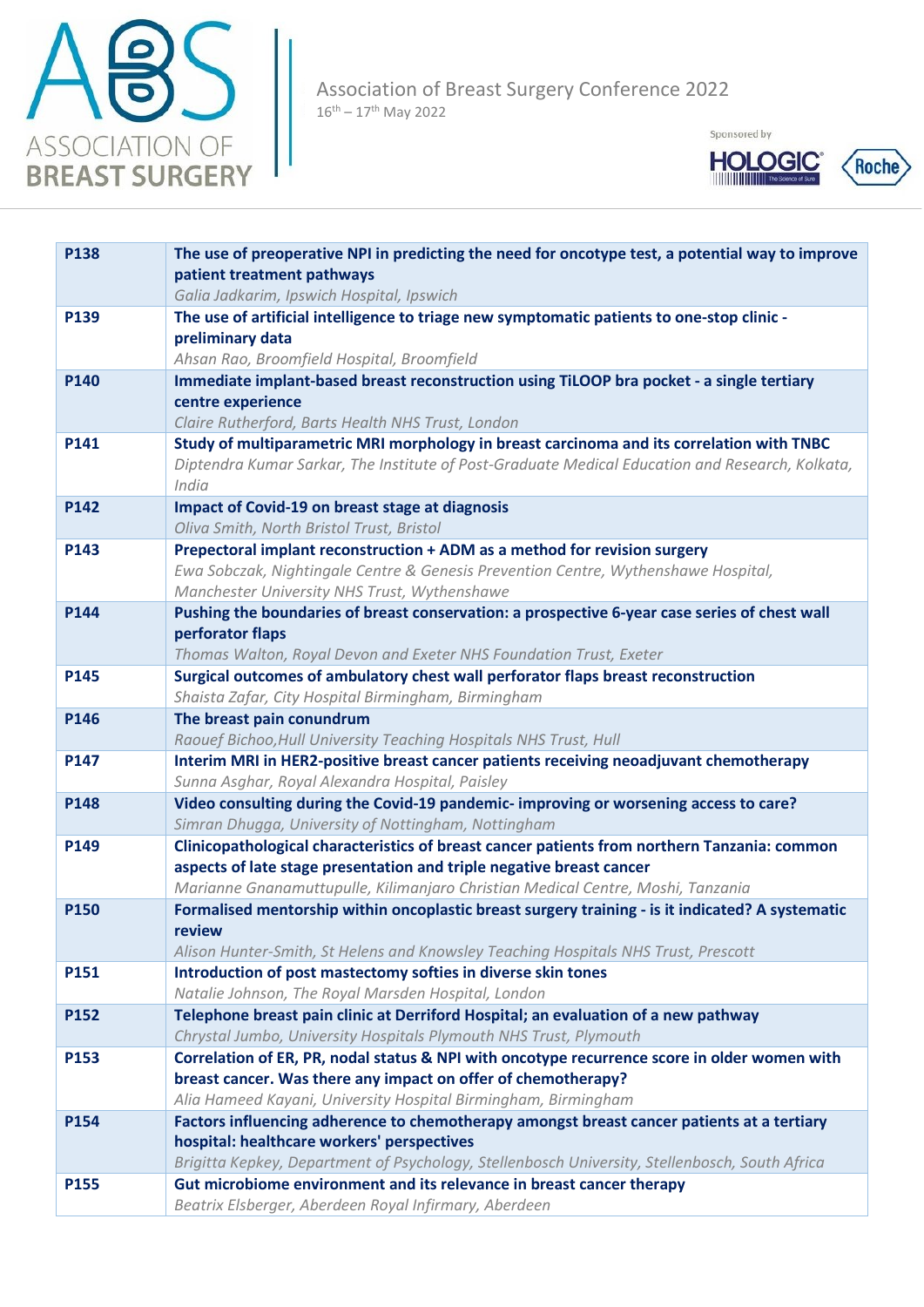| | |
|---|---|
| **P138** | **The use of preoperative NPI in predicting the need for oncotype test, a potential way to improve patient treatment pathways**<br>*Galia Jadkarim, Ipswich Hospital, Ipswich* |
| **P139** | **The use of artificial intelligence to triage new symptomatic patients to one-stop clinic - preliminary data**<br>*Ahsan Rao, Broomfield Hospital, Broomfield* |
| **P140** | **Immediate implant-based breast reconstruction using TiLOOP bra pocket - a single tertiary centre experience**<br>*Claire Rutherford, Barts Health NHS Trust, London* |
| **P141** | **Study of multiparametric MRI morphology in breast carcinoma and its correlation with TNBC**<br>*Diptendra Kumar Sarkar, The Institute of Post-Graduate Medical Education and Research, Kolkata, India* |
| **P142** | **Impact of Covid-19 on breast stage at diagnosis**<br>*Oliva Smith, North Bristol Trust, Bristol* |
| **P143** | **Prepectoral implant reconstruction + ADM as a method for revision surgery**<br>*Ewa Sobczak, Nightingale Centre & Genesis Prevention Centre, Wythenshawe Hospital, Manchester University NHS Trust, Wythenshawe* |
| **P144** | **Pushing the boundaries of breast conservation: a prospective 6-year case series of chest wall perforator flaps**<br>*Thomas Walton, Royal Devon and Exeter NHS Foundation Trust, Exeter* |
| **P145** | **Surgical outcomes of ambulatory chest wall perforator flaps breast reconstruction**<br>*Shaista Zafar, City Hospital Birmingham, Birmingham* |
| **P146** | **The breast pain conundrum**<br>*Raouef Bichoo,Hull University Teaching Hospitals NHS Trust, Hull* |
| **P147** | **Interim MRI in HER2-positive breast cancer patients receiving neoadjuvant chemotherapy**<br>*Sunna Asghar, Royal Alexandra Hospital, Paisley* |
| **P148** | **Video consulting during the Covid-19 pandemic- improving or worsening access to care?**<br>*Simran Dhugga, University of Nottingham, Nottingham* |
| **P149** | **Clinicopathological characteristics of breast cancer patients from northern Tanzania: common aspects of late stage presentation and triple negative breast cancer**<br>*Marianne Gnanamuttupulle, Kilimanjaro Christian Medical Centre, Moshi, Tanzania* |
| **P150** | **Formalised mentorship within oncoplastic breast surgery training - is it indicated? A systematic review**<br>*Alison Hunter-Smith, St Helens and Knowsley Teaching Hospitals NHS Trust, Prescott* |
| **P151** | **Introduction of post mastectomy softies in diverse skin tones**<br>*Natalie Johnson, The Royal Marsden Hospital, London* |
| **P152** | **Telephone breast pain clinic at Derriford Hospital; an evaluation of a new pathway**<br>*Chrystal Jumbo, University Hospitals Plymouth NHS Trust, Plymouth* |
| **P153** | **Correlation of ER, PR, nodal status & NPI with oncotype recurrence score in older women with breast cancer. Was there any impact on offer of chemotherapy?**<br>*Alia Hameed Kayani, University Hospital Birmingham, Birmingham* |
| **P154** | **Factors influencing adherence to chemotherapy amongst breast cancer patients at a tertiary hospital: healthcare workers' perspectives**<br>*Brigitta Kepkey, Department of Psychology, Stellenbosch University, Stellenbosch, South Africa* |
| **P155** | **Gut microbiome environment and its relevance in breast cancer therapy**<br>*Beatrix Elsberger, Aberdeen Royal Infirmary, Aberdeen* |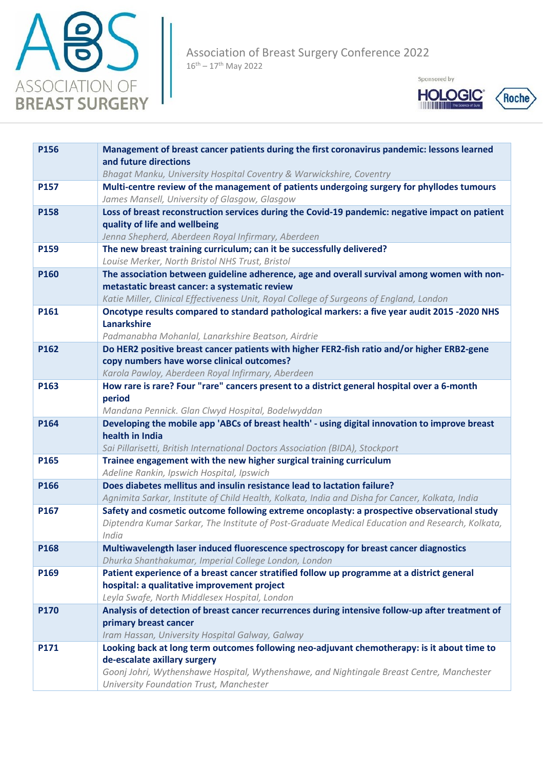| | |
|---|---|
| **P156** | **Management of breast cancer patients during the first coronavirus pandemic: lessons learned and future directions**<br>*Bhagat Manku, University Hospital Coventry & Warwickshire, Coventry* |
| **P157** | **Multi-centre review of the management of patients undergoing surgery for phyllodes tumours**<br>*James Mansell, University of Glasgow, Glasgow* |
| **P158** | **Loss of breast reconstruction services during the Covid-19 pandemic: negative impact on patient quality of life and wellbeing**<br>*Jenna Shepherd, Aberdeen Royal Infirmary, Aberdeen* |
| **P159** | **The new breast training curriculum; can it be successfully delivered?**<br>*Louise Merker, North Bristol NHS Trust, Bristol* |
| **P160** | **The association between guideline adherence, age and overall survival among women with non-metastatic breast cancer: a systematic review**<br>*Katie Miller, Clinical Effectiveness Unit, Royal College of Surgeons of England, London* |
| **P161** | **Oncotype results compared to standard pathological markers: a five year audit 2015 -2020 NHS Lanarkshire**<br>*Padmanabha Mohanlal, Lanarkshire Beatson, Airdrie* |
| **P162** | **Do HER2 positive breast cancer patients with higher FER2-fish ratio and/or higher ERB2-gene copy numbers have worse clinical outcomes?**<br>*Karola Pawloy, Aberdeen Royal Infirmary, Aberdeen* |
| **P163** | **How rare is rare? Four "rare" cancers present to a district general hospital over a 6-month period**<br>*Mandana Pennick. Glan Clwyd Hospital, Bodelwyddan* |
| **P164** | **Developing the mobile app 'ABCs of breast health' - using digital innovation to improve breast health in India**<br>*Sai Pillarisetti, British International Doctors Association (BIDA), Stockport* |
| **P165** | **Trainee engagement with the new higher surgical training curriculum**<br>*Adeline Rankin, Ipswich Hospital, Ipswich* |
| **P166** | **Does diabetes mellitus and insulin resistance lead to lactation failure?**<br>*Agnimita Sarkar, Institute of Child Health, Kolkata, India and Disha for Cancer, Kolkata, India* |
| **P167** | **Safety and cosmetic outcome following extreme oncoplasty: a prospective observational study**<br>*Diptendra Kumar Sarkar, The Institute of Post-Graduate Medical Education and Research, Kolkata, India* |
| **P168** | **Multiwavelength laser induced fluorescence spectroscopy for breast cancer diagnostics**<br>*Dhurka Shanthakumar, Imperial College London, London* |
| **P169** | **Patient experience of a breast cancer stratified follow up programme at a district general hospital: a qualitative improvement project**<br>*Leyla Swafe, North Middlesex Hospital, London* |
| **P170** | **Analysis of detection of breast cancer recurrences during intensive follow-up after treatment of primary breast cancer**<br>*Iram Hassan, University Hospital Galway, Galway* |
| **P171** | **Looking back at long term outcomes following neo-adjuvant chemotherapy: is it about time to de-escalate axillary surgery**<br>*Goonj Johri, Wythenshawe Hospital, Wythenshawe, and Nightingale Breast Centre, Manchester University Foundation Trust, Manchester* |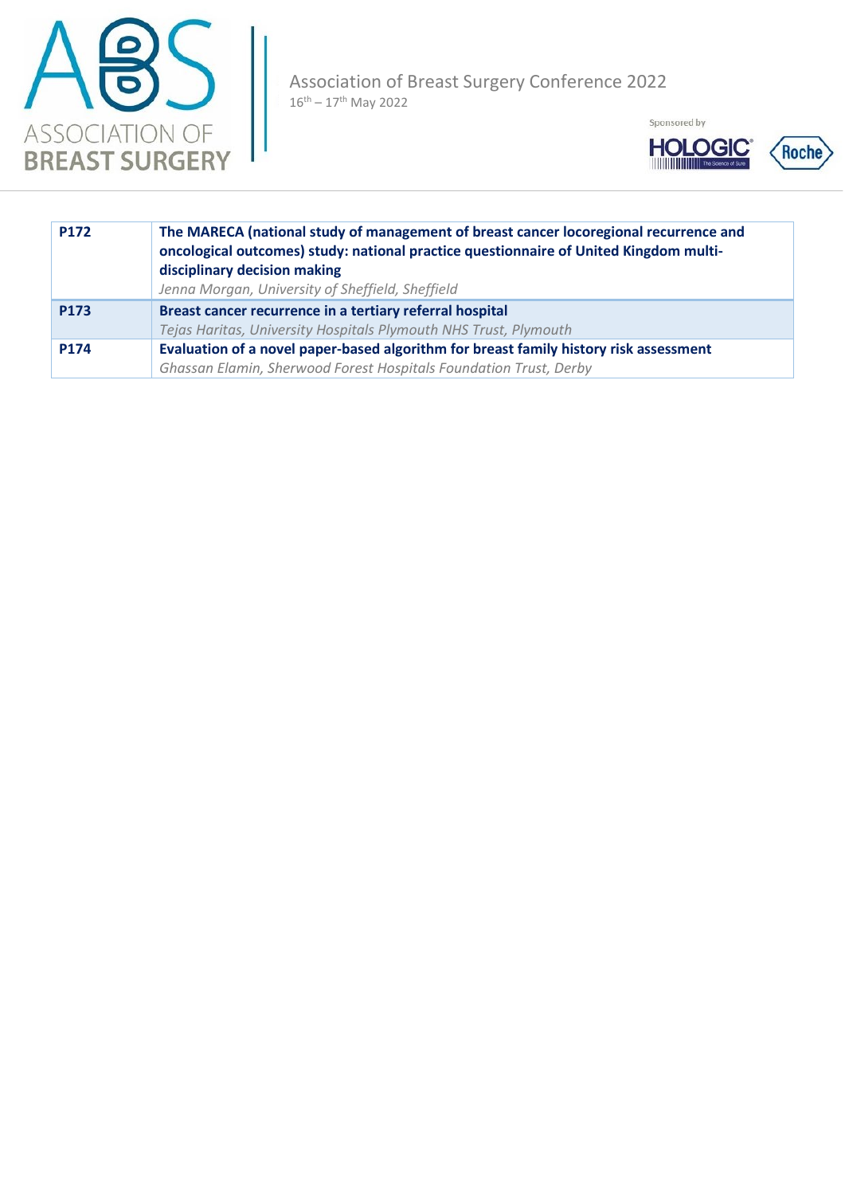| P172 | **The MARECA (national study of management of breast cancer locoregional recurrence and oncological outcomes) study: national practice questionnaire of United Kingdom multi-disciplinary decision making**<br>*Jenna Morgan, University of Sheffield, Sheffield* |
|---|---|
| P173 | **Breast cancer recurrence in a tertiary referral hospital**<br>*Tejas Haritas, University Hospitals Plymouth NHS Trust, Plymouth* |
| P174 | **Evaluation of a novel paper-based algorithm for breast family history risk assessment**<br>*Ghassan Elamin, Sherwood Forest Hospitals Foundation Trust, Derby* |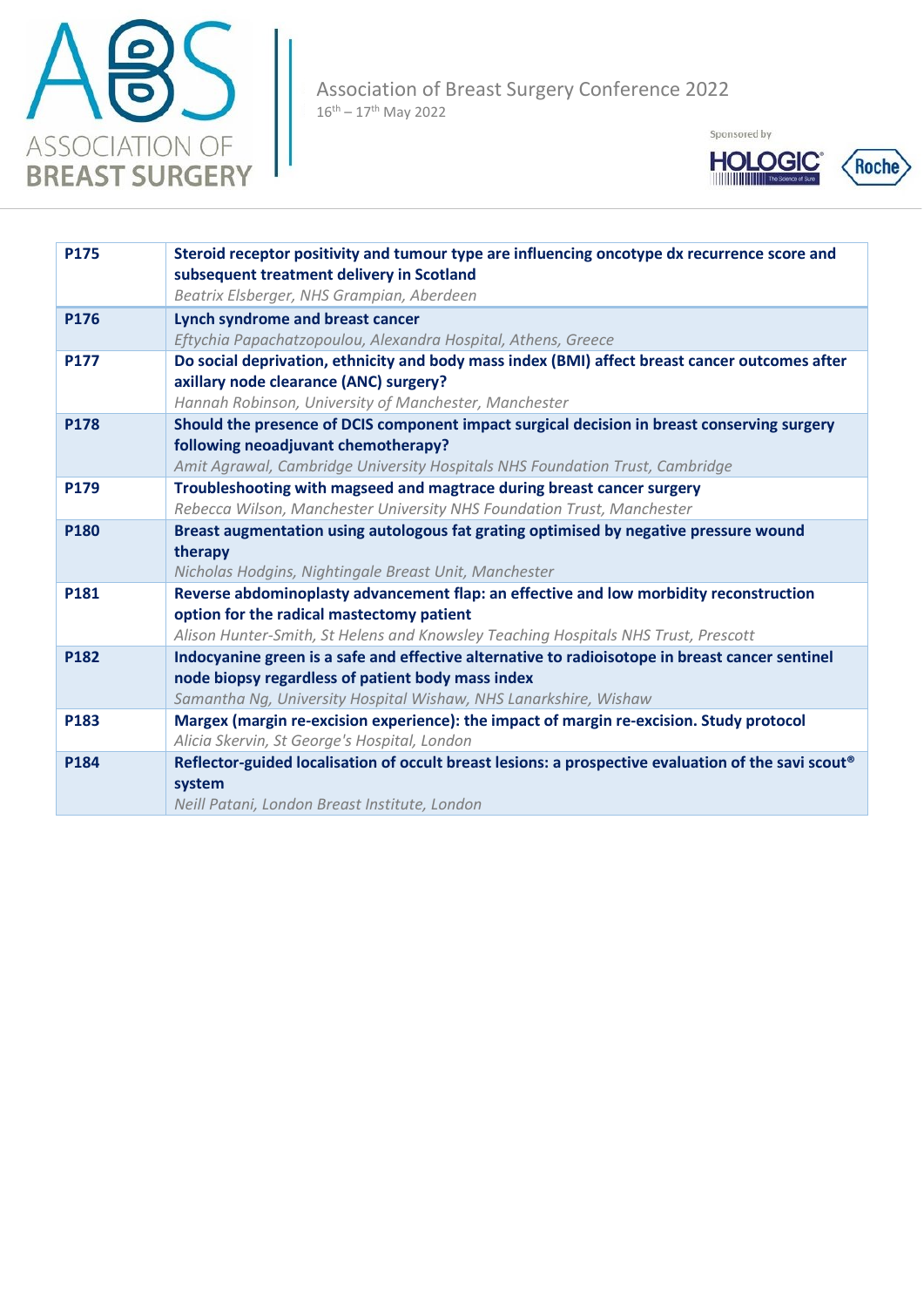| | |
|---|---|
| **P175** | **Steroid receptor positivity and tumour type are influencing oncotype dx recurrence score and subsequent treatment delivery in Scotland**<br>*Beatrix Elsberger, NHS Grampian, Aberdeen* |
| **P176** | **Lynch syndrome and breast cancer**<br>*Eftychia Papachatzopoulou, Alexandra Hospital, Athens, Greece* |
| **P177** | **Do social deprivation, ethnicity and body mass index (BMI) affect breast cancer outcomes after axillary node clearance (ANC) surgery?**<br>*Hannah Robinson, University of Manchester, Manchester* |
| **P178** | **Should the presence of DCIS component impact surgical decision in breast conserving surgery following neoadjuvant chemotherapy?**<br>*Amit Agrawal, Cambridge University Hospitals NHS Foundation Trust, Cambridge* |
| **P179** | **Troubleshooting with magseed and magtrace during breast cancer surgery**<br>*Rebecca Wilson, Manchester University NHS Foundation Trust, Manchester* |
| **P180** | **Breast augmentation using autologous fat grating optimised by negative pressure wound therapy**<br>*Nicholas Hodgins, Nightingale Breast Unit, Manchester* |
| **P181** | **Reverse abdominoplasty advancement flap: an effective and low morbidity reconstruction option for the radical mastectomy patient**<br>*Alison Hunter-Smith, St Helens and Knowsley Teaching Hospitals NHS Trust, Prescott* |
| **P182** | **Indocyanine green is a safe and effective alternative to radioisotope in breast cancer sentinel node biopsy regardless of patient body mass index**<br>*Samantha Ng, University Hospital Wishaw, NHS Lanarkshire, Wishaw* |
| **P183** | **Margex (margin re-excision experience): the impact of margin re-excision. Study protocol**<br>*Alicia Skervin, St George's Hospital, London* |
| **P184** | **Reflector-guided localisation of occult breast lesions: a prospective evaluation of the savi scout® system**<br>*Neill Patani, London Breast Institute, London* |